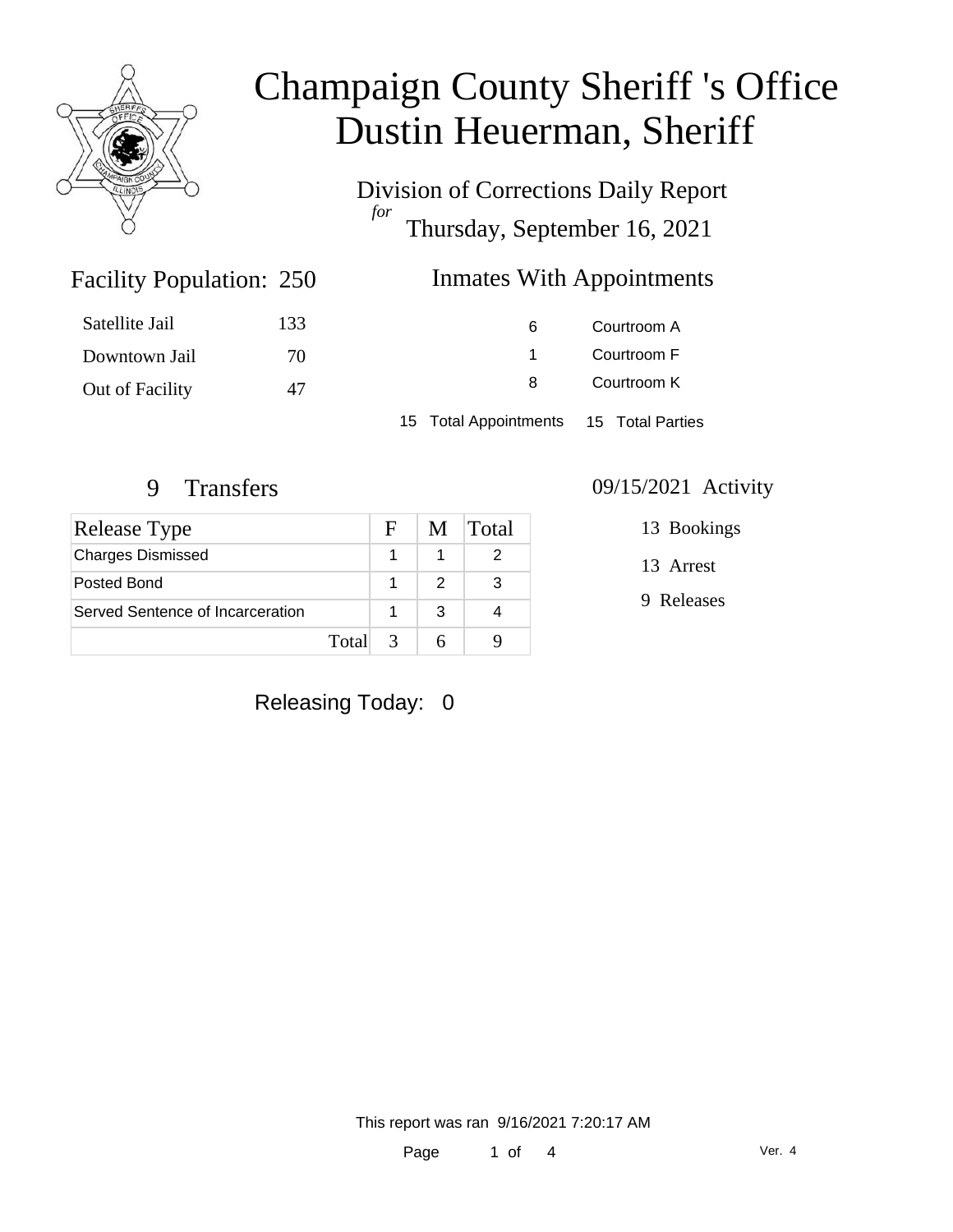# Champaign County Sheriff 's Office
# Dustin Heuerman, Sheriff

Division of Corrections Daily Report
*for*
Thursday, September 16, 2021

## Facility Population: 250

| | |
|---|---|
| Satellite Jail | 133 |
| Downtown Jail | 70 |
| Out of Facility | 47 |

## Inmates With Appointments

| | |
|---|---|
| 6 | Courtroom A |
| 1 | Courtroom F |
| 8 | Courtroom K |

15 Total Appointments    15 Total Parties

## 9 Transfers

| Release Type | F | M | Total |
|---|---|---|---|
| Charges Dismissed | 1 | 1 | 2 |
| Posted Bond | 1 | 2 | 3 |
| Served Sentence of Incarceration | 1 | 3 | 4 |
| Total | 3 | 6 | 9 |

## 09/15/2021 Activity

13 Bookings

13 Arrest

9 Releases

Releasing Today: 0

This report was ran 9/16/2021 7:20:17 AM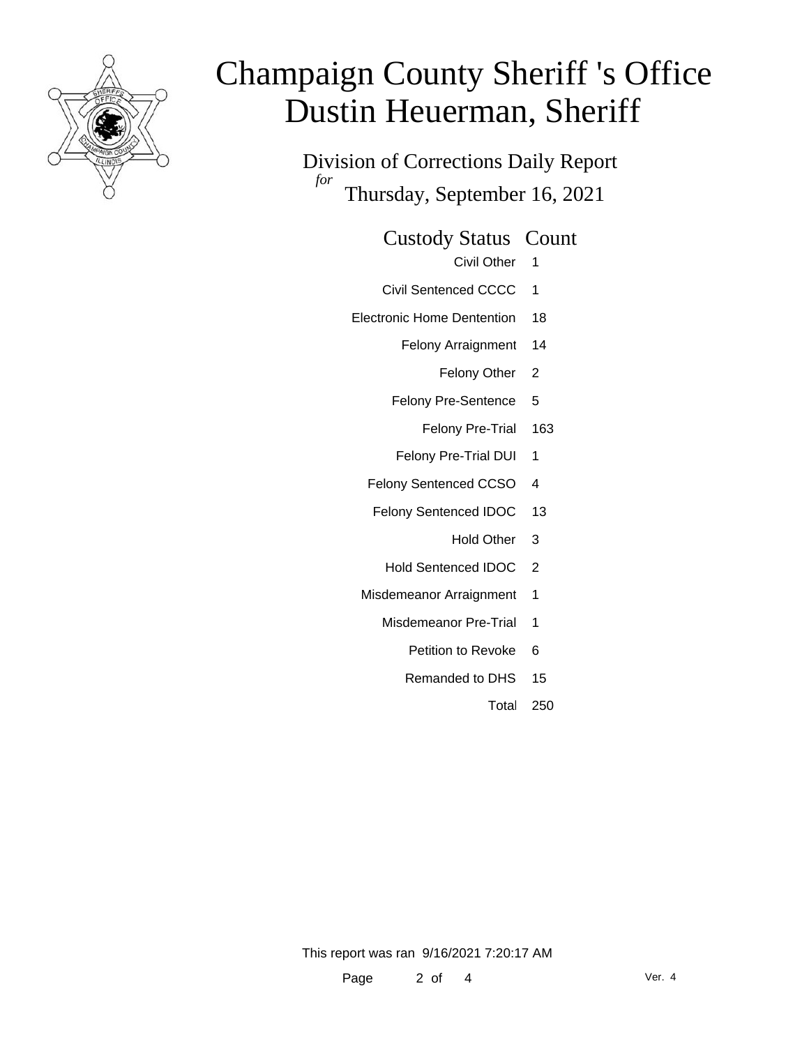# Champaign County Sheriff 's Office
# Dustin Heuerman, Sheriff

## Division of Corrections Daily Report

*for*

## Thursday, September 16, 2021

| Custody Status | Count |
|---|---|
| Civil Other | 1 |
| Civil Sentenced CCCC | 1 |
| Electronic Home Dentention | 18 |
| Felony Arraignment | 14 |
| Felony Other | 2 |
| Felony Pre-Sentence | 5 |
| Felony Pre-Trial | 163 |
| Felony Pre-Trial DUI | 1 |
| Felony Sentenced CCSO | 4 |
| Felony Sentenced IDOC | 13 |
| Hold Other | 3 |
| Hold Sentenced IDOC | 2 |
| Misdemeanor Arraignment | 1 |
| Misdemeanor Pre-Trial | 1 |
| Petition to Revoke | 6 |
| Remanded to DHS | 15 |
| Total | 250 |

This report was ran 9/16/2021 7:20:17 AM

Ver. 4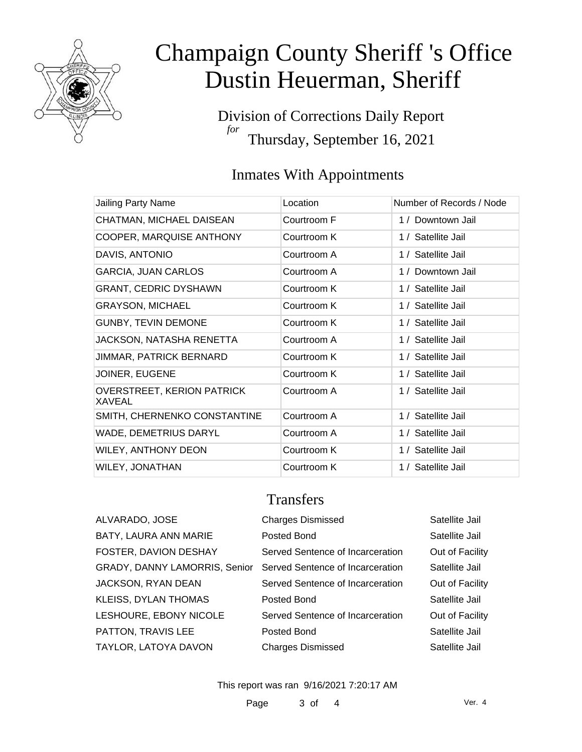# Champaign County Sheriff 's Office
# Dustin Heuerman, Sheriff

Division of Corrections Daily Report
*for*
Thursday, September 16, 2021

## Inmates With Appointments

| Jailing Party Name | Location | Number of Records / Node |
|---|---|---|
| CHATMAN, MICHAEL DAISEAN | Courtroom F | 1 / Downtown Jail |
| COOPER, MARQUISE ANTHONY | Courtroom K | 1 / Satellite Jail |
| DAVIS, ANTONIO | Courtroom A | 1 / Satellite Jail |
| GARCIA, JUAN CARLOS | Courtroom A | 1 / Downtown Jail |
| GRANT, CEDRIC DYSHAWN | Courtroom K | 1 / Satellite Jail |
| GRAYSON, MICHAEL | Courtroom K | 1 / Satellite Jail |
| GUNBY, TEVIN DEMONE | Courtroom K | 1 / Satellite Jail |
| JACKSON, NATASHA RENETTA | Courtroom A | 1 / Satellite Jail |
| JIMMAR, PATRICK BERNARD | Courtroom K | 1 / Satellite Jail |
| JOINER, EUGENE | Courtroom K | 1 / Satellite Jail |
| OVERSTREET, KERION PATRICK XAVEAL | Courtroom A | 1 / Satellite Jail |
| SMITH, CHERNENKO CONSTANTINE | Courtroom A | 1 / Satellite Jail |
| WADE, DEMETRIUS DARYL | Courtroom A | 1 / Satellite Jail |
| WILEY, ANTHONY DEON | Courtroom K | 1 / Satellite Jail |
| WILEY, JONATHAN | Courtroom K | 1 / Satellite Jail |

## Transfers

| | | |
|---|---|---|
| ALVARADO, JOSE | Charges Dismissed | Satellite Jail |
| BATY, LAURA ANN MARIE | Posted Bond | Satellite Jail |
| FOSTER, DAVION DESHAY | Served Sentence of Incarceration | Out of Facility |
| GRADY, DANNY LAMORRIS, Senior | Served Sentence of Incarceration | Satellite Jail |
| JACKSON, RYAN DEAN | Served Sentence of Incarceration | Out of Facility |
| KLEISS, DYLAN THOMAS | Posted Bond | Satellite Jail |
| LESHOURE, EBONY NICOLE | Served Sentence of Incarceration | Out of Facility |
| PATTON, TRAVIS LEE | Posted Bond | Satellite Jail |
| TAYLOR, LATOYA DAVON | Charges Dismissed | Satellite Jail |

This report was ran 9/16/2021 7:20:17 AM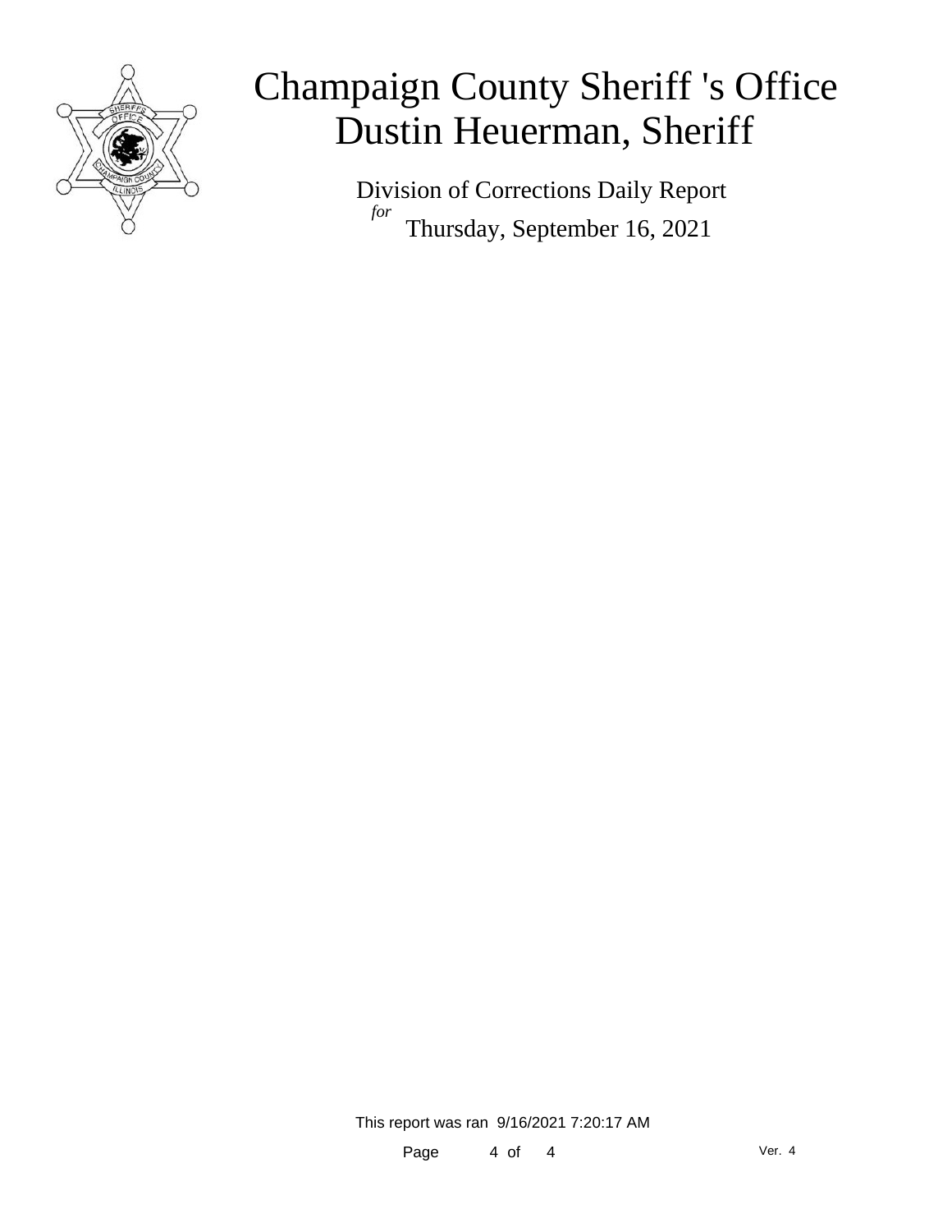# Champaign County Sheriff 's Office
# Dustin Heuerman, Sheriff

Division of Corrections Daily Report
*for* Thursday, September 16, 2021

This report was ran 9/16/2021 7:20:17 AM

Ver. 4